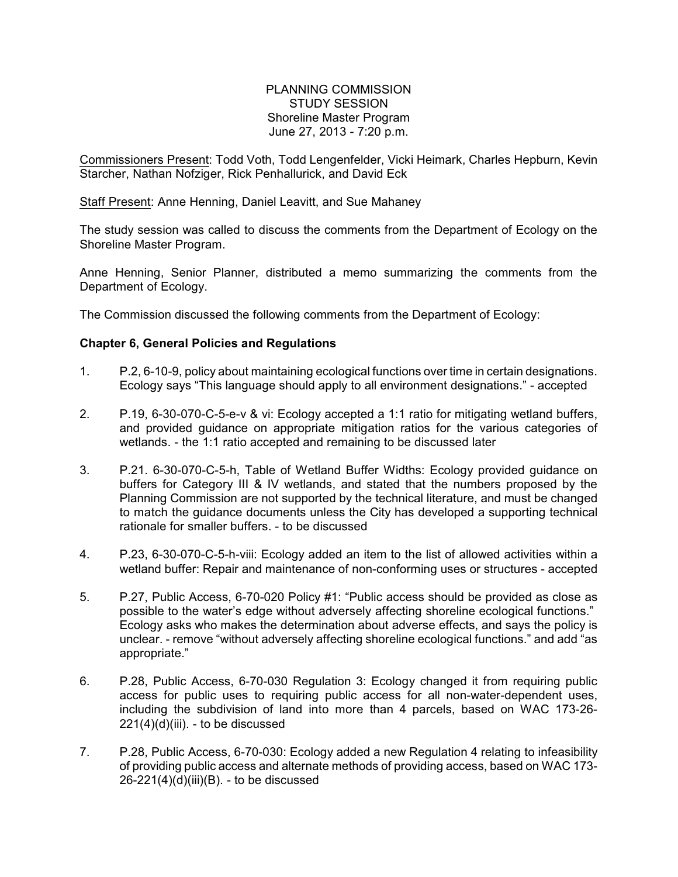PLANNING COMMISSION
STUDY SESSION
Shoreline Master Program
June 27, 2013 - 7:20 p.m.

Commissioners Present: Todd Voth, Todd Lengenfelder, Vicki Heimark, Charles Hepburn, Kevin Starcher, Nathan Nofziger, Rick Penhallurick, and David Eck

Staff Present: Anne Henning, Daniel Leavitt, and Sue Mahaney

The study session was called to discuss the comments from the Department of Ecology on the Shoreline Master Program.

Anne Henning, Senior Planner, distributed a memo summarizing the comments from the Department of Ecology.

The Commission discussed the following comments from the Department of Ecology:

**Chapter 6, General Policies and Regulations**

1. P.2, 6-10-9, policy about maintaining ecological functions over time in certain designations. Ecology says "This language should apply to all environment designations." - accepted

2. P.19, 6-30-070-C-5-e-v & vi: Ecology accepted a 1:1 ratio for mitigating wetland buffers, and provided guidance on appropriate mitigation ratios for the various categories of wetlands. - the 1:1 ratio accepted and remaining to be discussed later

3. P.21. 6-30-070-C-5-h, Table of Wetland Buffer Widths: Ecology provided guidance on buffers for Category III & IV wetlands, and stated that the numbers proposed by the Planning Commission are not supported by the technical literature, and must be changed to match the guidance documents unless the City has developed a supporting technical rationale for smaller buffers. - to be discussed

4. P.23, 6-30-070-C-5-h-viii: Ecology added an item to the list of allowed activities within a wetland buffer: Repair and maintenance of non-conforming uses or structures - accepted

5. P.27, Public Access, 6-70-020 Policy #1: "Public access should be provided as close as possible to the water's edge without adversely affecting shoreline ecological functions." Ecology asks who makes the determination about adverse effects, and says the policy is unclear. - remove "without adversely affecting shoreline ecological functions." and add "as appropriate."

6. P.28, Public Access, 6-70-030 Regulation 3: Ecology changed it from requiring public access for public uses to requiring public access for all non-water-dependent uses, including the subdivision of land into more than 4 parcels, based on WAC 173-26-221(4)(d)(iii). - to be discussed

7. P.28, Public Access, 6-70-030: Ecology added a new Regulation 4 relating to infeasibility of providing public access and alternate methods of providing access, based on WAC 173-26-221(4)(d)(iii)(B). - to be discussed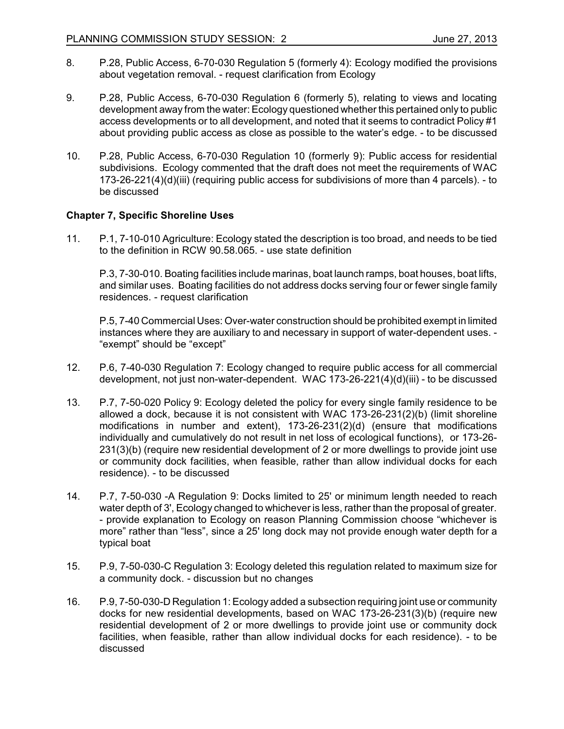8. P.28, Public Access, 6-70-030 Regulation 5 (formerly 4): Ecology modified the provisions about vegetation removal. - request clarification from Ecology

9. P.28, Public Access, 6-70-030 Regulation 6 (formerly 5), relating to views and locating development away from the water: Ecology questioned whether this pertained only to public access developments or to all development, and noted that it seems to contradict Policy #1 about providing public access as close as possible to the water's edge. - to be discussed

10. P.28, Public Access, 6-70-030 Regulation 10 (formerly 9): Public access for residential subdivisions. Ecology commented that the draft does not meet the requirements of WAC 173-26-221(4)(d)(iii) (requiring public access for subdivisions of more than 4 parcels). - to be discussed

**Chapter 7, Specific Shoreline Uses**

11. P.1, 7-10-010 Agriculture: Ecology stated the description is too broad, and needs to be tied to the definition in RCW 90.58.065. - use state definition

    P.3, 7-30-010. Boating facilities include marinas, boat launch ramps, boat houses, boat lifts, and similar uses. Boating facilities do not address docks serving four or fewer single family residences. - request clarification

    P.5, 7-40 Commercial Uses: Over-water construction should be prohibited exempt in limited instances where they are auxiliary to and necessary in support of water-dependent uses. - "exempt" should be "except"

12. P.6, 7-40-030 Regulation 7: Ecology changed to require public access for all commercial development, not just non-water-dependent. WAC 173-26-221(4)(d)(iii) - to be discussed

13. P.7, 7-50-020 Policy 9: Ecology deleted the policy for every single family residence to be allowed a dock, because it is not consistent with WAC 173-26-231(2)(b) (limit shoreline modifications in number and extent), 173-26-231(2)(d) (ensure that modifications individually and cumulatively do not result in net loss of ecological functions), or 173-26-231(3)(b) (require new residential development of 2 or more dwellings to provide joint use or community dock facilities, when feasible, rather than allow individual docks for each residence). - to be discussed

14. P.7, 7-50-030 -A Regulation 9: Docks limited to 25' or minimum length needed to reach water depth of 3', Ecology changed to whichever is less, rather than the proposal of greater. - provide explanation to Ecology on reason Planning Commission choose "whichever is more" rather than "less", since a 25' long dock may not provide enough water depth for a typical boat

15. P.9, 7-50-030-C Regulation 3: Ecology deleted this regulation related to maximum size for a community dock. - discussion but no changes

16. P.9, 7-50-030-D Regulation 1: Ecology added a subsection requiring joint use or community docks for new residential developments, based on WAC 173-26-231(3)(b) (require new residential development of 2 or more dwellings to provide joint use or community dock facilities, when feasible, rather than allow individual docks for each residence). - to be discussed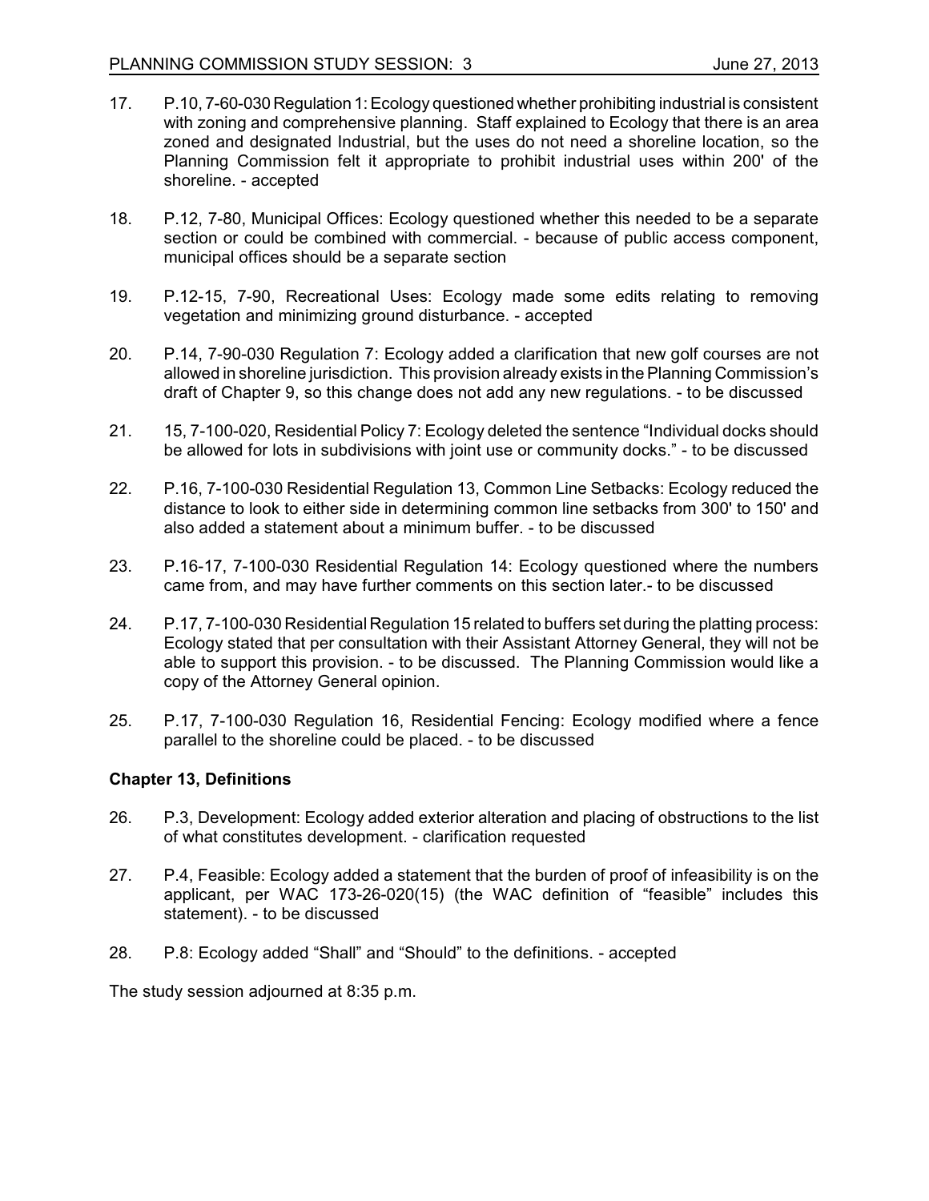17. P.10, 7-60-030 Regulation 1: Ecology questioned whether prohibiting industrial is consistent with zoning and comprehensive planning. Staff explained to Ecology that there is an area zoned and designated Industrial, but the uses do not need a shoreline location, so the Planning Commission felt it appropriate to prohibit industrial uses within 200' of the shoreline. - accepted

18. P.12, 7-80, Municipal Offices: Ecology questioned whether this needed to be a separate section or could be combined with commercial. - because of public access component, municipal offices should be a separate section

19. P.12-15, 7-90, Recreational Uses: Ecology made some edits relating to removing vegetation and minimizing ground disturbance. - accepted

20. P.14, 7-90-030 Regulation 7: Ecology added a clarification that new golf courses are not allowed in shoreline jurisdiction. This provision already exists in the Planning Commission's draft of Chapter 9, so this change does not add any new regulations. - to be discussed

21. 15, 7-100-020, Residential Policy 7: Ecology deleted the sentence "Individual docks should be allowed for lots in subdivisions with joint use or community docks." - to be discussed

22. P.16, 7-100-030 Residential Regulation 13, Common Line Setbacks: Ecology reduced the distance to look to either side in determining common line setbacks from 300' to 150' and also added a statement about a minimum buffer. - to be discussed

23. P.16-17, 7-100-030 Residential Regulation 14: Ecology questioned where the numbers came from, and may have further comments on this section later.- to be discussed

24. P.17, 7-100-030 Residential Regulation 15 related to buffers set during the platting process: Ecology stated that per consultation with their Assistant Attorney General, they will not be able to support this provision. - to be discussed. The Planning Commission would like a copy of the Attorney General opinion.

25. P.17, 7-100-030 Regulation 16, Residential Fencing: Ecology modified where a fence parallel to the shoreline could be placed. - to be discussed

**Chapter 13, Definitions**

26. P.3, Development: Ecology added exterior alteration and placing of obstructions to the list of what constitutes development. - clarification requested

27. P.4, Feasible: Ecology added a statement that the burden of proof of infeasibility is on the applicant, per WAC 173-26-020(15) (the WAC definition of "feasible" includes this statement). - to be discussed

28. P.8: Ecology added "Shall" and "Should" to the definitions. - accepted

The study session adjourned at 8:35 p.m.